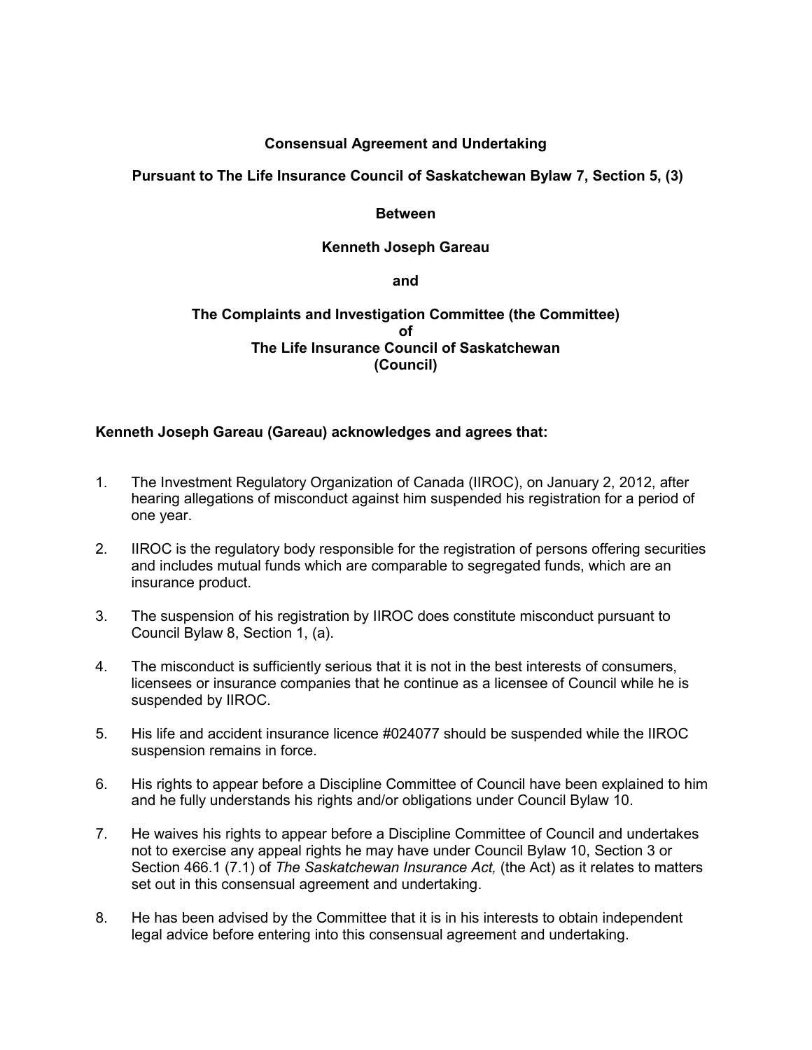**Consensual Agreement and Undertaking**

**Pursuant to The Life Insurance Council of Saskatchewan Bylaw 7, Section 5, (3)**

**Between**

**Kenneth Joseph Gareau**

**and**

**The Complaints and Investigation Committee (the Committee)**
**of**
**The Life Insurance Council of Saskatchewan**
**(Council)**

**Kenneth Joseph Gareau (Gareau) acknowledges and agrees that:**

1. The Investment Regulatory Organization of Canada (IIROC), on January 2, 2012, after hearing allegations of misconduct against him suspended his registration for a period of one year.

2. IIROC is the regulatory body responsible for the registration of persons offering securities and includes mutual funds which are comparable to segregated funds, which are an insurance product.

3. The suspension of his registration by IIROC does constitute misconduct pursuant to Council Bylaw 8, Section 1, (a).

4. The misconduct is sufficiently serious that it is not in the best interests of consumers, licensees or insurance companies that he continue as a licensee of Council while he is suspended by IIROC.

5. His life and accident insurance licence #024077 should be suspended while the IIROC suspension remains in force.

6. His rights to appear before a Discipline Committee of Council have been explained to him and he fully understands his rights and/or obligations under Council Bylaw 10.

7. He waives his rights to appear before a Discipline Committee of Council and undertakes not to exercise any appeal rights he may have under Council Bylaw 10, Section 3 or Section 466.1 (7.1) of *The Saskatchewan Insurance Act,* (the Act) as it relates to matters set out in this consensual agreement and undertaking.

8. He has been advised by the Committee that it is in his interests to obtain independent legal advice before entering into this consensual agreement and undertaking.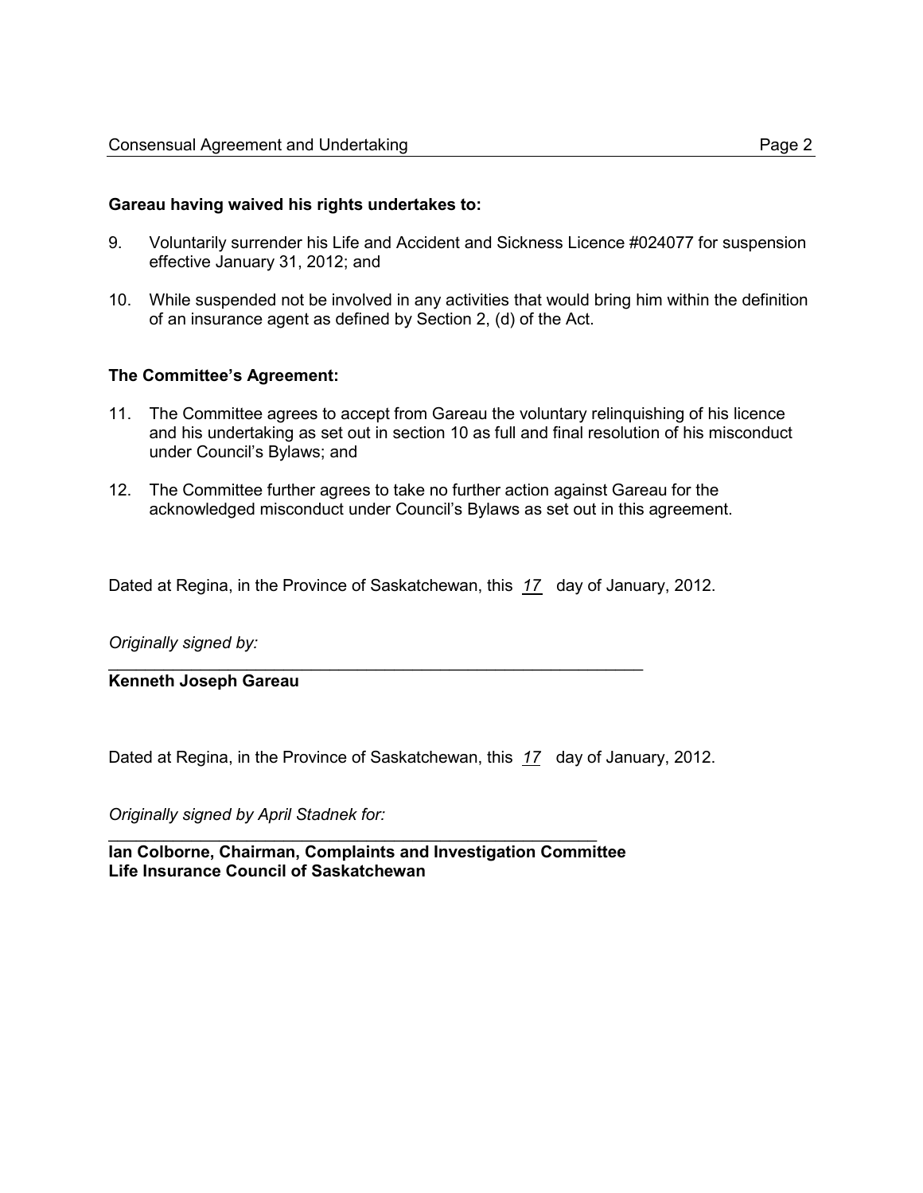**Gareau having waived his rights undertakes to:**

9. Voluntarily surrender his Life and Accident and Sickness Licence #024077 for suspension effective January 31, 2012; and

10. While suspended not be involved in any activities that would bring him within the definition of an insurance agent as defined by Section 2, (d) of the Act.

**The Committee's Agreement:**

11. The Committee agrees to accept from Gareau the voluntary relinquishing of his licence and his undertaking as set out in section 10 as full and final resolution of his misconduct under Council's Bylaws; and

12. The Committee further agrees to take no further action against Gareau for the acknowledged misconduct under Council's Bylaws as set out in this agreement.

Dated at Regina, in the Province of Saskatchewan, this *17* day of January, 2012.

*Originally signed by:*

______________________________________________________________

**Kenneth Joseph Gareau**

Dated at Regina, in the Province of Saskatchewan, this *17* day of January, 2012.

*Originally signed by April Stadnek for:*

______________________________________________________

**Ian Colborne, Chairman, Complaints and Investigation Committee**
**Life Insurance Council of Saskatchewan**